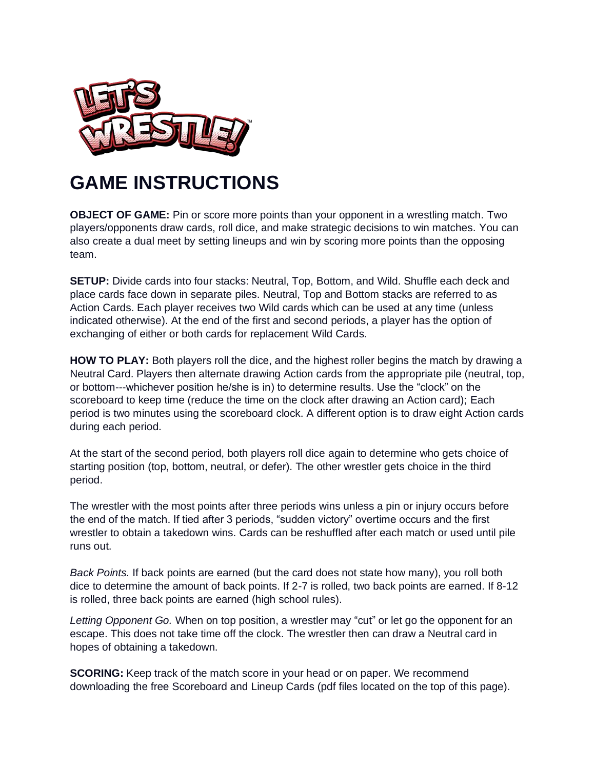LET'S WRESTLE!™

# GAME INSTRUCTIONS

**OBJECT OF GAME:** Pin or score more points than your opponent in a wrestling match. Two players/opponents draw cards, roll dice, and make strategic decisions to win matches. You can also create a dual meet by setting lineups and win by scoring more points than the opposing team.

**SETUP:** Divide cards into four stacks: Neutral, Top, Bottom, and Wild. Shuffle each deck and place cards face down in separate piles. Neutral, Top and Bottom stacks are referred to as Action Cards. Each player receives two Wild cards which can be used at any time (unless indicated otherwise). At the end of the first and second periods, a player has the option of exchanging of either or both cards for replacement Wild Cards.

**HOW TO PLAY:** Both players roll the dice, and the highest roller begins the match by drawing a Neutral Card. Players then alternate drawing Action cards from the appropriate pile (neutral, top, or bottom---whichever position he/she is in) to determine results. Use the "clock" on the scoreboard to keep time (reduce the time on the clock after drawing an Action card); Each period is two minutes using the scoreboard clock. A different option is to draw eight Action cards during each period.

At the start of the second period, both players roll dice again to determine who gets choice of starting position (top, bottom, neutral, or defer). The other wrestler gets choice in the third period.

The wrestler with the most points after three periods wins unless a pin or injury occurs before the end of the match. If tied after 3 periods, "sudden victory" overtime occurs and the first wrestler to obtain a takedown wins. Cards can be reshuffled after each match or used until pile runs out.

*Back Points.* If back points are earned (but the card does not state how many), you roll both dice to determine the amount of back points. If 2-7 is rolled, two back points are earned. If 8-12 is rolled, three back points are earned (high school rules).

*Letting Opponent Go.* When on top position, a wrestler may "cut" or let go the opponent for an escape. This does not take time off the clock. The wrestler then can draw a Neutral card in hopes of obtaining a takedown.

**SCORING:** Keep track of the match score in your head or on paper. We recommend downloading the free Scoreboard and Lineup Cards (pdf files located on the top of this page).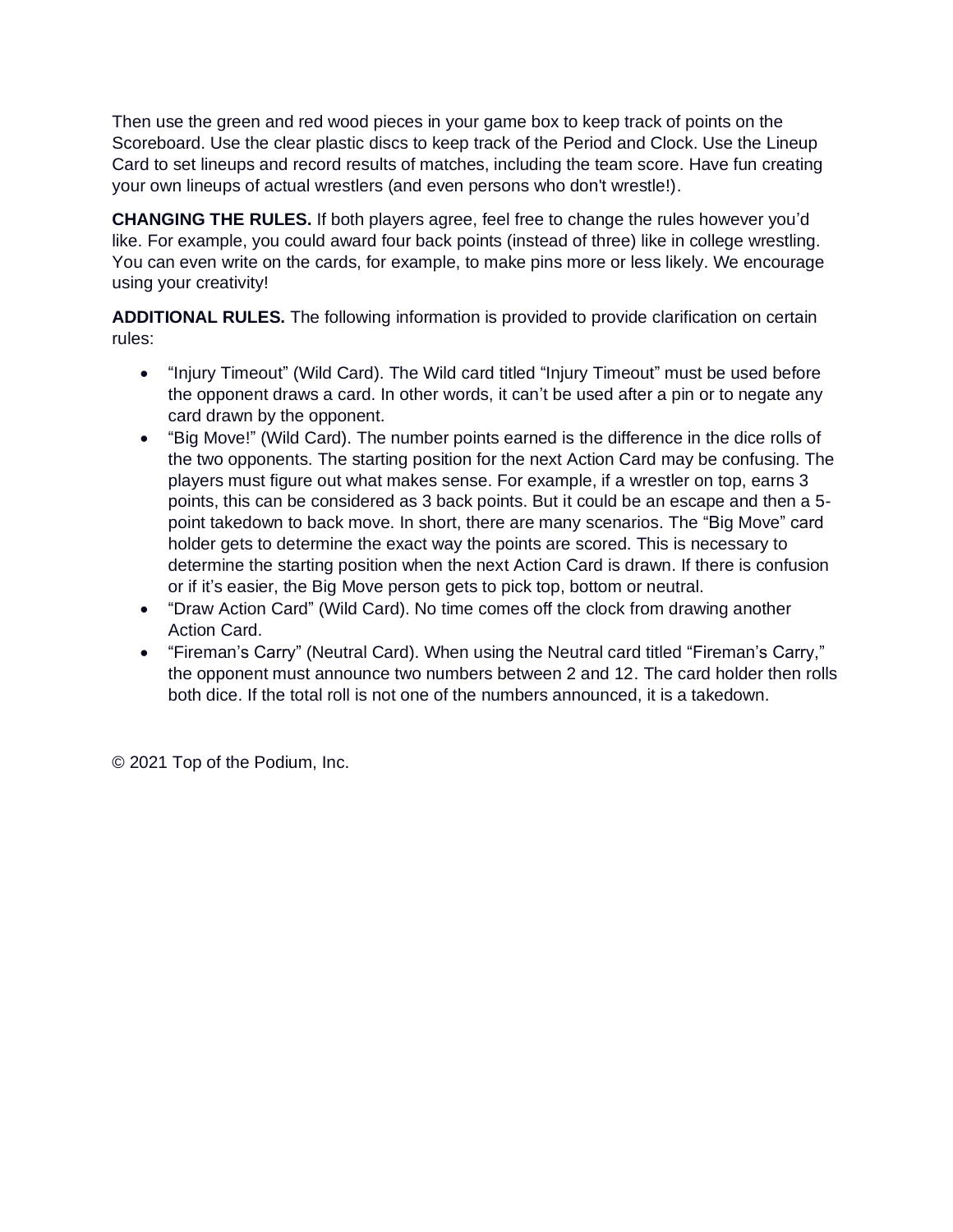Then use the green and red wood pieces in your game box to keep track of points on the Scoreboard. Use the clear plastic discs to keep track of the Period and Clock. Use the Lineup Card to set lineups and record results of matches, including the team score. Have fun creating your own lineups of actual wrestlers (and even persons who don't wrestle!).

**CHANGING THE RULES.** If both players agree, feel free to change the rules however you'd like. For example, you could award four back points (instead of three) like in college wrestling. You can even write on the cards, for example, to make pins more or less likely. We encourage using your creativity!

**ADDITIONAL RULES.** The following information is provided to provide clarification on certain rules:

- "Injury Timeout" (Wild Card). The Wild card titled "Injury Timeout" must be used before the opponent draws a card. In other words, it can't be used after a pin or to negate any card drawn by the opponent.
- "Big Move!" (Wild Card). The number points earned is the difference in the dice rolls of the two opponents. The starting position for the next Action Card may be confusing. The players must figure out what makes sense. For example, if a wrestler on top, earns 3 points, this can be considered as 3 back points. But it could be an escape and then a 5-point takedown to back move. In short, there are many scenarios. The "Big Move" card holder gets to determine the exact way the points are scored. This is necessary to determine the starting position when the next Action Card is drawn. If there is confusion or if it's easier, the Big Move person gets to pick top, bottom or neutral.
- "Draw Action Card" (Wild Card). No time comes off the clock from drawing another Action Card.
- "Fireman's Carry" (Neutral Card). When using the Neutral card titled "Fireman's Carry," the opponent must announce two numbers between 2 and 12. The card holder then rolls both dice. If the total roll is not one of the numbers announced, it is a takedown.

© 2021 Top of the Podium, Inc.